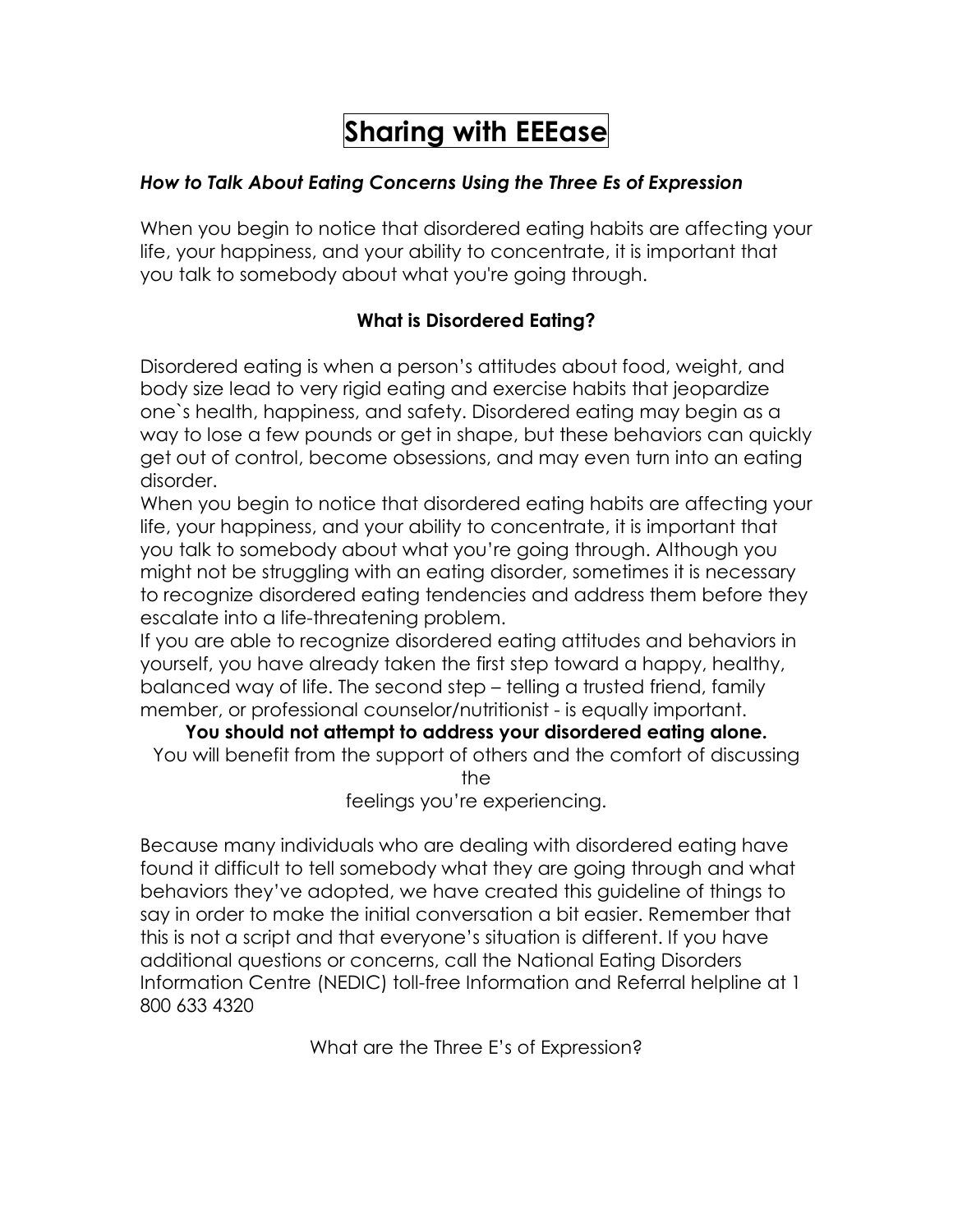# Sharing with EEEase

***How to Talk About Eating Concerns Using the Three Es of Expression***

When you begin to notice that disordered eating habits are affecting your life, your happiness, and your ability to concentrate, it is important that you talk to somebody about what you're going through.

### What is Disordered Eating?

Disordered eating is when a person's attitudes about food, weight, and body size lead to very rigid eating and exercise habits that jeopardize one`s health, happiness, and safety. Disordered eating may begin as a way to lose a few pounds or get in shape, but these behaviors can quickly get out of control, become obsessions, and may even turn into an eating disorder.

When you begin to notice that disordered eating habits are affecting your life, your happiness, and your ability to concentrate, it is important that you talk to somebody about what you're going through. Although you might not be struggling with an eating disorder, sometimes it is necessary to recognize disordered eating tendencies and address them before they escalate into a life-threatening problem.

If you are able to recognize disordered eating attitudes and behaviors in yourself, you have already taken the first step toward a happy, healthy, balanced way of life. The second step – telling a trusted friend, family member, or professional counselor/nutritionist - is equally important.

**You should not attempt to address your disordered eating alone.**

You will benefit from the support of others and the comfort of discussing the feelings you're experiencing.

Because many individuals who are dealing with disordered eating have found it difficult to tell somebody what they are going through and what behaviors they've adopted, we have created this guideline of things to say in order to make the initial conversation a bit easier. Remember that this is not a script and that everyone's situation is different. If you have additional questions or concerns, call the National Eating Disorders Information Centre (NEDIC) toll-free Information and Referral helpline at 1 800 633 4320

What are the Three E's of Expression?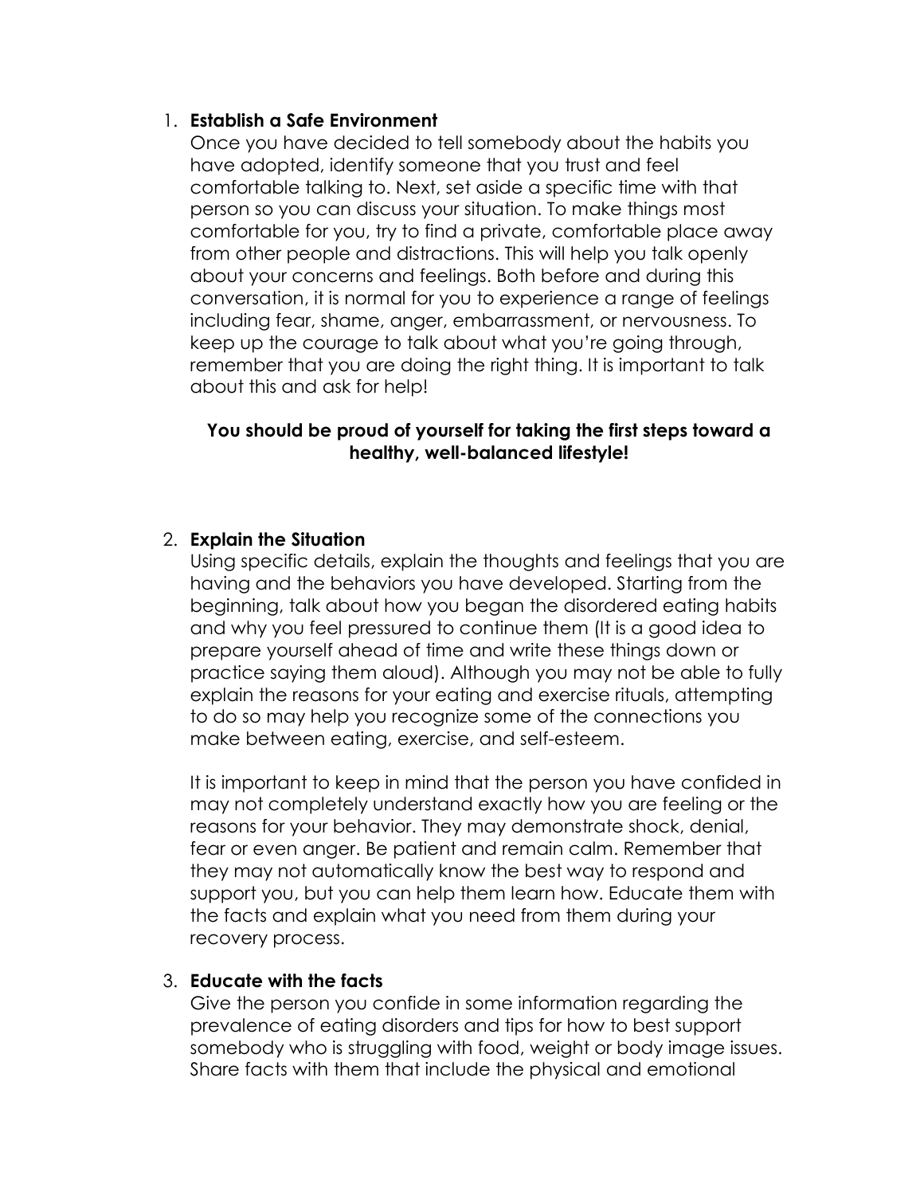1. **Establish a Safe Environment**
   Once you have decided to tell somebody about the habits you have adopted, identify someone that you trust and feel comfortable talking to. Next, set aside a specific time with that person so you can discuss your situation. To make things most comfortable for you, try to find a private, comfortable place away from other people and distractions. This will help you talk openly about your concerns and feelings. Both before and during this conversation, it is normal for you to experience a range of feelings including fear, shame, anger, embarrassment, or nervousness. To keep up the courage to talk about what you're going through, remember that you are doing the right thing. It is important to talk about this and ask for help!

   **You should be proud of yourself for taking the first steps toward a healthy, well-balanced lifestyle!**

2. **Explain the Situation**
   Using specific details, explain the thoughts and feelings that you are having and the behaviors you have developed. Starting from the beginning, talk about how you began the disordered eating habits and why you feel pressured to continue them (It is a good idea to prepare yourself ahead of time and write these things down or practice saying them aloud). Although you may not be able to fully explain the reasons for your eating and exercise rituals, attempting to do so may help you recognize some of the connections you make between eating, exercise, and self-esteem.

   It is important to keep in mind that the person you have confided in may not completely understand exactly how you are feeling or the reasons for your behavior. They may demonstrate shock, denial, fear or even anger. Be patient and remain calm. Remember that they may not automatically know the best way to respond and support you, but you can help them learn how. Educate them with the facts and explain what you need from them during your recovery process.

3. **Educate with the facts**
   Give the person you confide in some information regarding the prevalence of eating disorders and tips for how to best support somebody who is struggling with food, weight or body image issues. Share facts with them that include the physical and emotional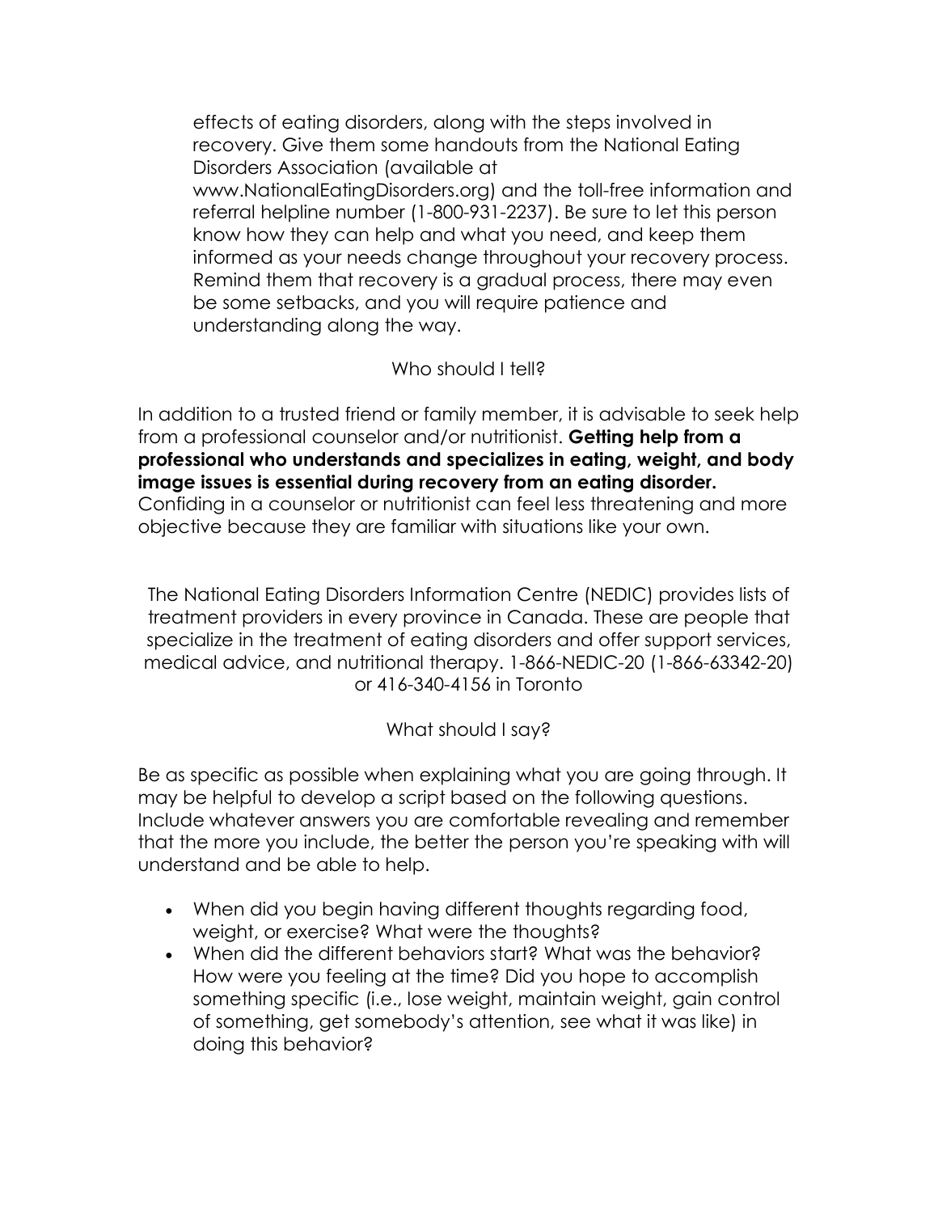effects of eating disorders, along with the steps involved in recovery. Give them some handouts from the National Eating Disorders Association (available at www.NationalEatingDisorders.org) and the toll-free information and referral helpline number (1-800-931-2237). Be sure to let this person know how they can help and what you need, and keep them informed as your needs change throughout your recovery process. Remind them that recovery is a gradual process, there may even be some setbacks, and you will require patience and understanding along the way.

## Who should I tell?

In addition to a trusted friend or family member, it is advisable to seek help from a professional counselor and/or nutritionist. **Getting help from a professional who understands and specializes in eating, weight, and body image issues is essential during recovery from an eating disorder.** Confiding in a counselor or nutritionist can feel less threatening and more objective because they are familiar with situations like your own.

The National Eating Disorders Information Centre (NEDIC) provides lists of treatment providers in every province in Canada. These are people that specialize in the treatment of eating disorders and offer support services, medical advice, and nutritional therapy. 1-866-NEDIC-20 (1-866-63342-20) or 416-340-4156 in Toronto

## What should I say?

Be as specific as possible when explaining what you are going through. It may be helpful to develop a script based on the following questions. Include whatever answers you are comfortable revealing and remember that the more you include, the better the person you're speaking with will understand and be able to help.

- When did you begin having different thoughts regarding food, weight, or exercise? What were the thoughts?
- When did the different behaviors start? What was the behavior? How were you feeling at the time? Did you hope to accomplish something specific (i.e., lose weight, maintain weight, gain control of something, get somebody's attention, see what it was like) in doing this behavior?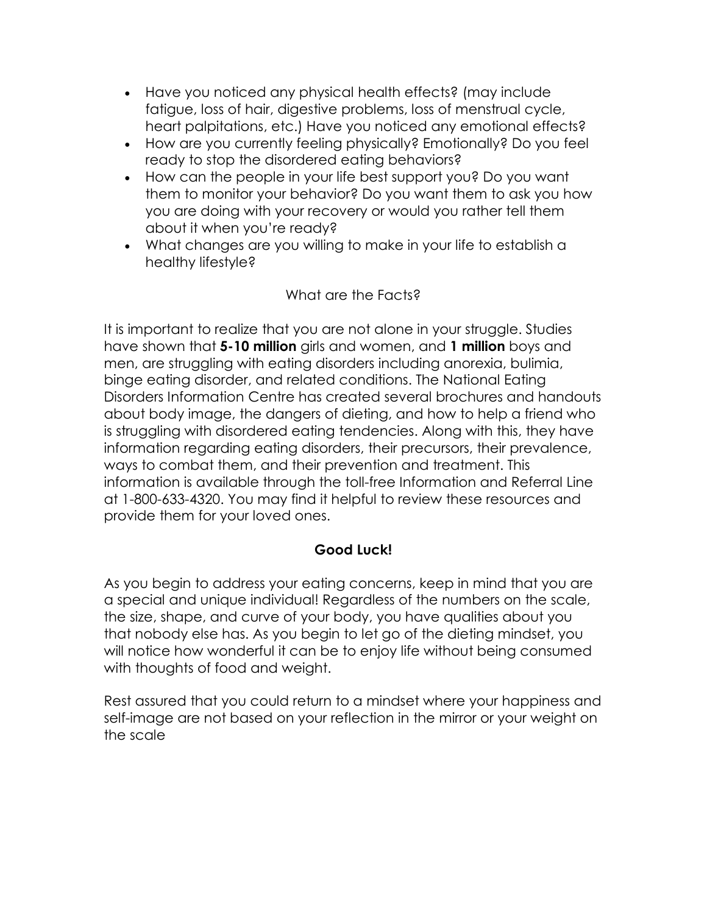- Have you noticed any physical health effects? (may include fatigue, loss of hair, digestive problems, loss of menstrual cycle, heart palpitations, etc.) Have you noticed any emotional effects?
- How are you currently feeling physically? Emotionally? Do you feel ready to stop the disordered eating behaviors?
- How can the people in your life best support you? Do you want them to monitor your behavior? Do you want them to ask you how you are doing with your recovery or would you rather tell them about it when you're ready?
- What changes are you willing to make in your life to establish a healthy lifestyle?

## What are the Facts?

It is important to realize that you are not alone in your struggle. Studies have shown that **5-10 million** girls and women, and **1 million** boys and men, are struggling with eating disorders including anorexia, bulimia, binge eating disorder, and related conditions. The National Eating Disorders Information Centre has created several brochures and handouts about body image, the dangers of dieting, and how to help a friend who is struggling with disordered eating tendencies. Along with this, they have information regarding eating disorders, their precursors, their prevalence, ways to combat them, and their prevention and treatment. This information is available through the toll-free Information and Referral Line at 1-800-633-4320. You may find it helpful to review these resources and provide them for your loved ones.

## Good Luck!

As you begin to address your eating concerns, keep in mind that you are a special and unique individual! Regardless of the numbers on the scale, the size, shape, and curve of your body, you have qualities about you that nobody else has. As you begin to let go of the dieting mindset, you will notice how wonderful it can be to enjoy life without being consumed with thoughts of food and weight.

Rest assured that you could return to a mindset where your happiness and self-image are not based on your reflection in the mirror or your weight on the scale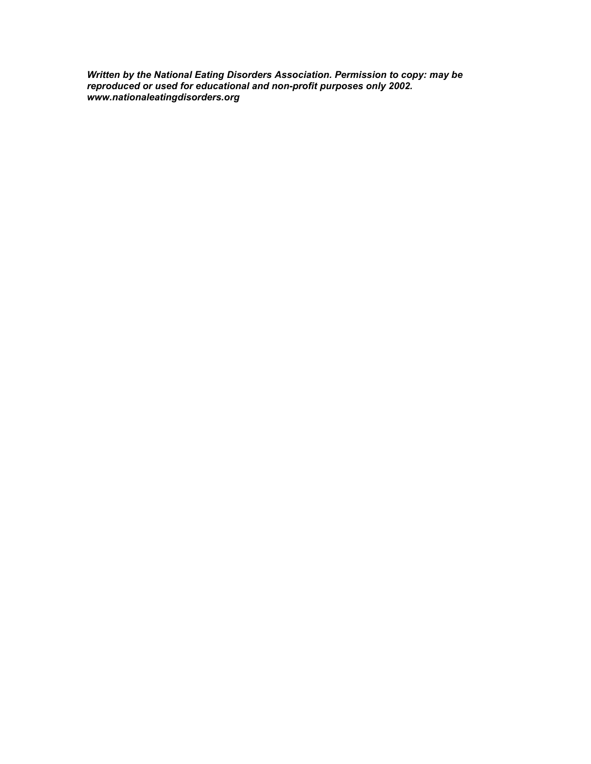***Written by the National Eating Disorders Association. Permission to copy: may be reproduced or used for educational and non-profit purposes only 2002. www.nationaleatingdisorders.org***